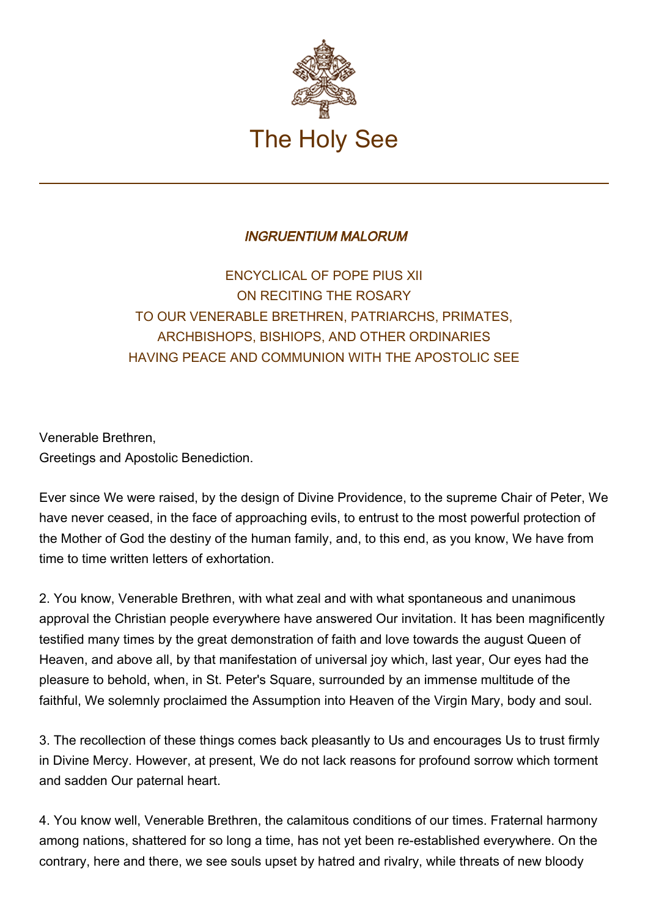# The Holy See

## *INGRUENTIUM MALORUM*

ENCYCLICAL OF POPE PIUS XII
ON RECITING THE ROSARY
TO OUR VENERABLE BRETHREN, PATRIARCHS, PRIMATES,
ARCHBISHOPS, BISHIOPS, AND OTHER ORDINARIES
HAVING PEACE AND COMMUNION WITH THE APOSTOLIC SEE

Venerable Brethren,
Greetings and Apostolic Benediction.

Ever since We were raised, by the design of Divine Providence, to the supreme Chair of Peter, We have never ceased, in the face of approaching evils, to entrust to the most powerful protection of the Mother of God the destiny of the human family, and, to this end, as you know, We have from time to time written letters of exhortation.

2. You know, Venerable Brethren, with what zeal and with what spontaneous and unanimous approval the Christian people everywhere have answered Our invitation. It has been magnificently testified many times by the great demonstration of faith and love towards the august Queen of Heaven, and above all, by that manifestation of universal joy which, last year, Our eyes had the pleasure to behold, when, in St. Peter's Square, surrounded by an immense multitude of the faithful, We solemnly proclaimed the Assumption into Heaven of the Virgin Mary, body and soul.

3. The recollection of these things comes back pleasantly to Us and encourages Us to trust firmly in Divine Mercy. However, at present, We do not lack reasons for profound sorrow which torment and sadden Our paternal heart.

4. You know well, Venerable Brethren, the calamitous conditions of our times. Fraternal harmony among nations, shattered for so long a time, has not yet been re-established everywhere. On the contrary, here and there, we see souls upset by hatred and rivalry, while threats of new bloody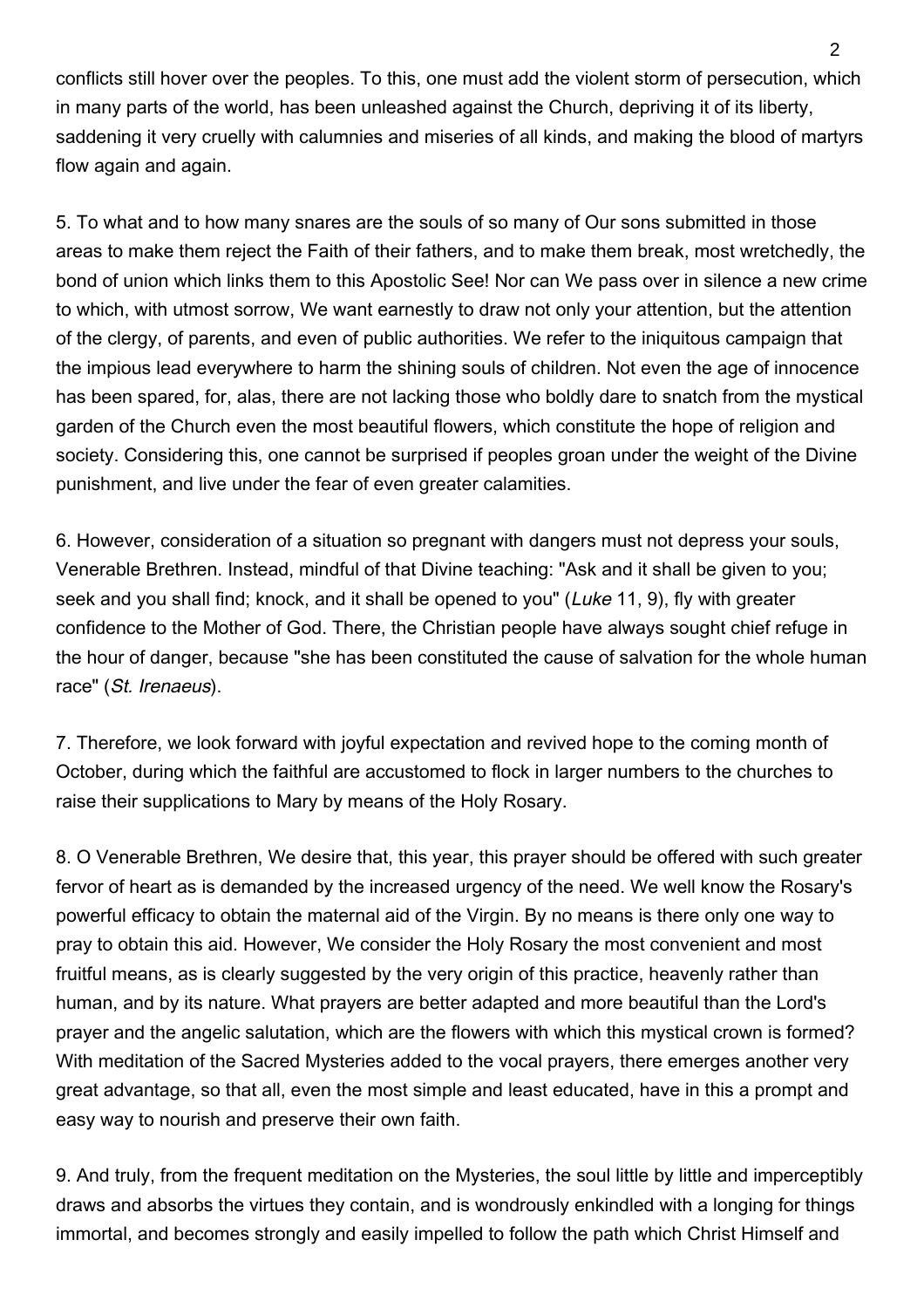conflicts still hover over the peoples. To this, one must add the violent storm of persecution, which in many parts of the world, has been unleashed against the Church, depriving it of its liberty, saddening it very cruelly with calumnies and miseries of all kinds, and making the blood of martyrs flow again and again.

5. To what and to how many snares are the souls of so many of Our sons submitted in those areas to make them reject the Faith of their fathers, and to make them break, most wretchedly, the bond of union which links them to this Apostolic See! Nor can We pass over in silence a new crime to which, with utmost sorrow, We want earnestly to draw not only your attention, but the attention of the clergy, of parents, and even of public authorities. We refer to the iniquitous campaign that the impious lead everywhere to harm the shining souls of children. Not even the age of innocence has been spared, for, alas, there are not lacking those who boldly dare to snatch from the mystical garden of the Church even the most beautiful flowers, which constitute the hope of religion and society. Considering this, one cannot be surprised if peoples groan under the weight of the Divine punishment, and live under the fear of even greater calamities.

6. However, consideration of a situation so pregnant with dangers must not depress your souls, Venerable Brethren. Instead, mindful of that Divine teaching: "Ask and it shall be given to you; seek and you shall find; knock, and it shall be opened to you" (*Luke* 11, 9), fly with greater confidence to the Mother of God. There, the Christian people have always sought chief refuge in the hour of danger, because "she has been constituted the cause of salvation for the whole human race" (*St. Irenaeus*).

7. Therefore, we look forward with joyful expectation and revived hope to the coming month of October, during which the faithful are accustomed to flock in larger numbers to the churches to raise their supplications to Mary by means of the Holy Rosary.

8. O Venerable Brethren, We desire that, this year, this prayer should be offered with such greater fervor of heart as is demanded by the increased urgency of the need. We well know the Rosary's powerful efficacy to obtain the maternal aid of the Virgin. By no means is there only one way to pray to obtain this aid. However, We consider the Holy Rosary the most convenient and most fruitful means, as is clearly suggested by the very origin of this practice, heavenly rather than human, and by its nature. What prayers are better adapted and more beautiful than the Lord's prayer and the angelic salutation, which are the flowers with which this mystical crown is formed? With meditation of the Sacred Mysteries added to the vocal prayers, there emerges another very great advantage, so that all, even the most simple and least educated, have in this a prompt and easy way to nourish and preserve their own faith.

9. And truly, from the frequent meditation on the Mysteries, the soul little by little and imperceptibly draws and absorbs the virtues they contain, and is wondrously enkindled with a longing for things immortal, and becomes strongly and easily impelled to follow the path which Christ Himself and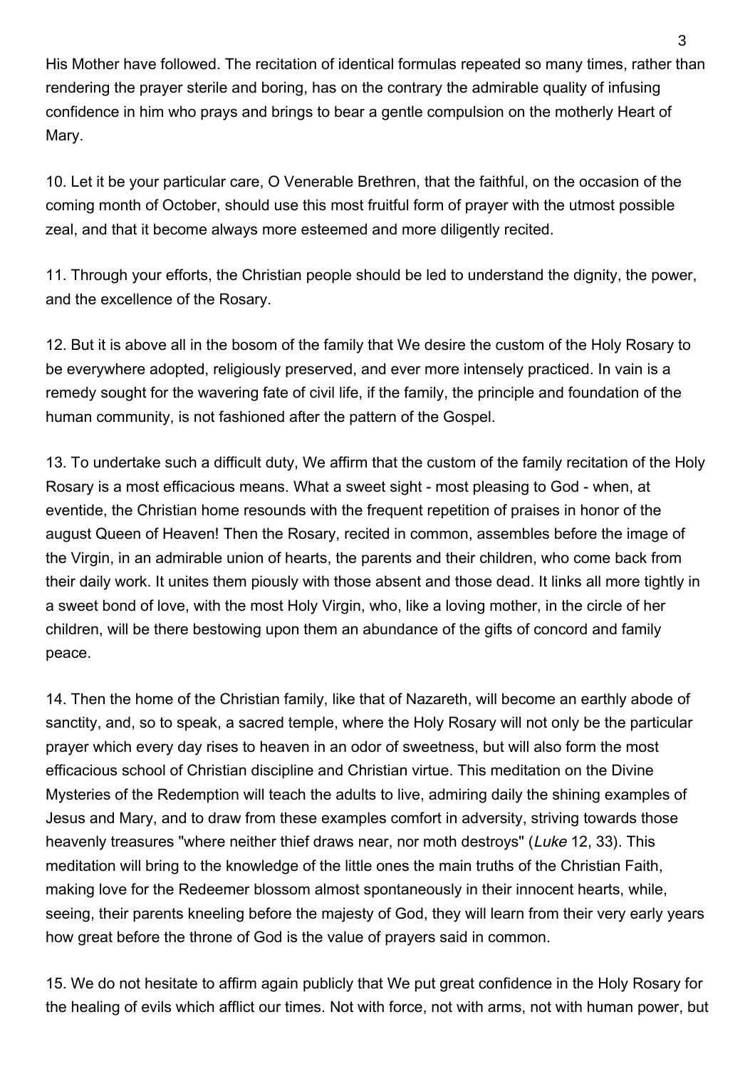His Mother have followed. The recitation of identical formulas repeated so many times, rather than rendering the prayer sterile and boring, has on the contrary the admirable quality of infusing confidence in him who prays and brings to bear a gentle compulsion on the motherly Heart of Mary.

10. Let it be your particular care, O Venerable Brethren, that the faithful, on the occasion of the coming month of October, should use this most fruitful form of prayer with the utmost possible zeal, and that it become always more esteemed and more diligently recited.

11. Through your efforts, the Christian people should be led to understand the dignity, the power, and the excellence of the Rosary.

12. But it is above all in the bosom of the family that We desire the custom of the Holy Rosary to be everywhere adopted, religiously preserved, and ever more intensely practiced. In vain is a remedy sought for the wavering fate of civil life, if the family, the principle and foundation of the human community, is not fashioned after the pattern of the Gospel.

13. To undertake such a difficult duty, We affirm that the custom of the family recitation of the Holy Rosary is a most efficacious means. What a sweet sight - most pleasing to God - when, at eventide, the Christian home resounds with the frequent repetition of praises in honor of the august Queen of Heaven! Then the Rosary, recited in common, assembles before the image of the Virgin, in an admirable union of hearts, the parents and their children, who come back from their daily work. It unites them piously with those absent and those dead. It links all more tightly in a sweet bond of love, with the most Holy Virgin, who, like a loving mother, in the circle of her children, will be there bestowing upon them an abundance of the gifts of concord and family peace.

14. Then the home of the Christian family, like that of Nazareth, will become an earthly abode of sanctity, and, so to speak, a sacred temple, where the Holy Rosary will not only be the particular prayer which every day rises to heaven in an odor of sweetness, but will also form the most efficacious school of Christian discipline and Christian virtue. This meditation on the Divine Mysteries of the Redemption will teach the adults to live, admiring daily the shining examples of Jesus and Mary, and to draw from these examples comfort in adversity, striving towards those heavenly treasures "where neither thief draws near, nor moth destroys" (*Luke* 12, 33). This meditation will bring to the knowledge of the little ones the main truths of the Christian Faith, making love for the Redeemer blossom almost spontaneously in their innocent hearts, while, seeing, their parents kneeling before the majesty of God, they will learn from their very early years how great before the throne of God is the value of prayers said in common.

15. We do not hesitate to affirm again publicly that We put great confidence in the Holy Rosary for the healing of evils which afflict our times. Not with force, not with arms, not with human power, but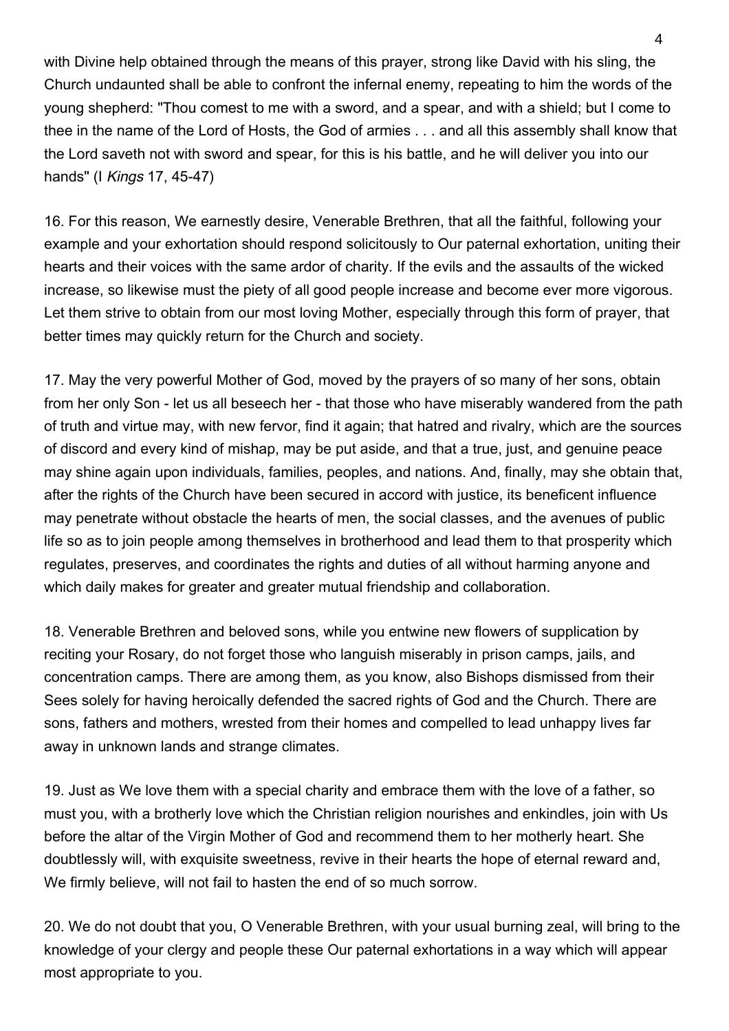with Divine help obtained through the means of this prayer, strong like David with his sling, the Church undaunted shall be able to confront the infernal enemy, repeating to him the words of the young shepherd: "Thou comest to me with a sword, and a spear, and with a shield; but I come to thee in the name of the Lord of Hosts, the God of armies . . . and all this assembly shall know that the Lord saveth not with sword and spear, for this is his battle, and he will deliver you into our hands" (I *Kings* 17, 45-47)

16. For this reason, We earnestly desire, Venerable Brethren, that all the faithful, following your example and your exhortation should respond solicitously to Our paternal exhortation, uniting their hearts and their voices with the same ardor of charity. If the evils and the assaults of the wicked increase, so likewise must the piety of all good people increase and become ever more vigorous. Let them strive to obtain from our most loving Mother, especially through this form of prayer, that better times may quickly return for the Church and society.

17. May the very powerful Mother of God, moved by the prayers of so many of her sons, obtain from her only Son - let us all beseech her - that those who have miserably wandered from the path of truth and virtue may, with new fervor, find it again; that hatred and rivalry, which are the sources of discord and every kind of mishap, may be put aside, and that a true, just, and genuine peace may shine again upon individuals, families, peoples, and nations. And, finally, may she obtain that, after the rights of the Church have been secured in accord with justice, its beneficent influence may penetrate without obstacle the hearts of men, the social classes, and the avenues of public life so as to join people among themselves in brotherhood and lead them to that prosperity which regulates, preserves, and coordinates the rights and duties of all without harming anyone and which daily makes for greater and greater mutual friendship and collaboration.

18. Venerable Brethren and beloved sons, while you entwine new flowers of supplication by reciting your Rosary, do not forget those who languish miserably in prison camps, jails, and concentration camps. There are among them, as you know, also Bishops dismissed from their Sees solely for having heroically defended the sacred rights of God and the Church. There are sons, fathers and mothers, wrested from their homes and compelled to lead unhappy lives far away in unknown lands and strange climates.

19. Just as We love them with a special charity and embrace them with the love of a father, so must you, with a brotherly love which the Christian religion nourishes and enkindles, join with Us before the altar of the Virgin Mother of God and recommend them to her motherly heart. She doubtlessly will, with exquisite sweetness, revive in their hearts the hope of eternal reward and, We firmly believe, will not fail to hasten the end of so much sorrow.

20. We do not doubt that you, O Venerable Brethren, with your usual burning zeal, will bring to the knowledge of your clergy and people these Our paternal exhortations in a way which will appear most appropriate to you.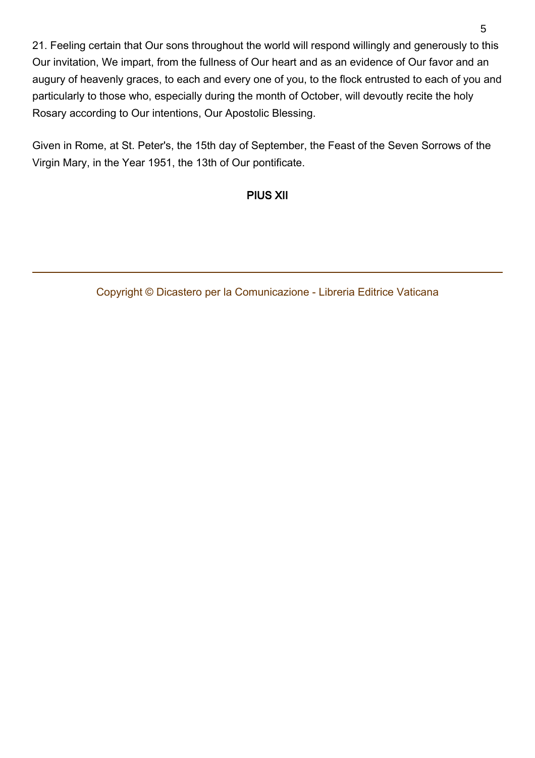21. Feeling certain that Our sons throughout the world will respond willingly and generously to this Our invitation, We impart, from the fullness of Our heart and as an evidence of Our favor and an augury of heavenly graces, to each and every one of you, to the flock entrusted to each of you and particularly to those who, especially during the month of October, will devoutly recite the holy Rosary according to Our intentions, Our Apostolic Blessing.

Given in Rome, at St. Peter's, the 15th day of September, the Feast of the Seven Sorrows of the Virgin Mary, in the Year 1951, the 13th of Our pontificate.

**PIUS XII**

---

Copyright © Dicastero per la Comunicazione - Libreria Editrice Vaticana